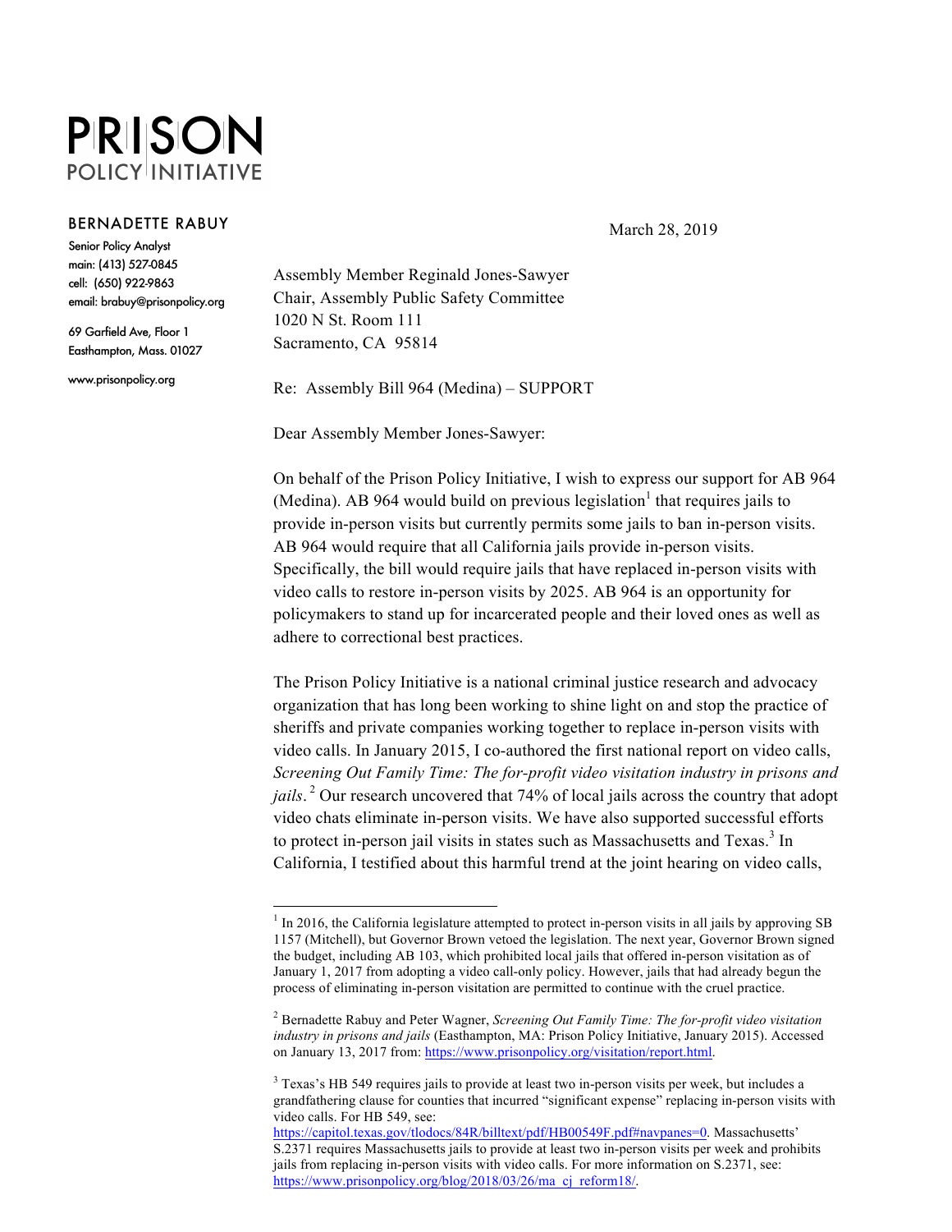# PRISON POLICY INITIATIVE

**BERNADETTE RABUY**

Senior Policy Analyst
main: (413) 527-0845
cell: (650) 922-9863
email: brabuy@prisonpolicy.org

69 Garfield Ave, Floor 1
Easthampton, Mass. 01027

www.prisonpolicy.org

March 28, 2019

Assembly Member Reginald Jones-Sawyer
Chair, Assembly Public Safety Committee
1020 N St. Room 111
Sacramento, CA 95814

Re: Assembly Bill 964 (Medina) – SUPPORT

Dear Assembly Member Jones-Sawyer:

On behalf of the Prison Policy Initiative, I wish to express our support for AB 964 (Medina). AB 964 would build on previous legislation[1] that requires jails to provide in-person visits but currently permits some jails to ban in-person visits. AB 964 would require that all California jails provide in-person visits. Specifically, the bill would require jails that have replaced in-person visits with video calls to restore in-person visits by 2025. AB 964 is an opportunity for policymakers to stand up for incarcerated people and their loved ones as well as adhere to correctional best practices.

The Prison Policy Initiative is a national criminal justice research and advocacy organization that has long been working to shine light on and stop the practice of sheriffs and private companies working together to replace in-person visits with video calls. In January 2015, I co-authored the first national report on video calls, *Screening Out Family Time: The for-profit video visitation industry in prisons and jails*.[2] Our research uncovered that 74% of local jails across the country that adopt video chats eliminate in-person visits. We have also supported successful efforts to protect in-person jail visits in states such as Massachusetts and Texas.[3] In California, I testified about this harmful trend at the joint hearing on video calls,

---

[1] In 2016, the California legislature attempted to protect in-person visits in all jails by approving SB 1157 (Mitchell), but Governor Brown vetoed the legislation. The next year, Governor Brown signed the budget, including AB 103, which prohibited local jails that offered in-person visitation as of January 1, 2017 from adopting a video call-only policy. However, jails that had already begun the process of eliminating in-person visitation are permitted to continue with the cruel practice.

[2] Bernadette Rabuy and Peter Wagner, *Screening Out Family Time: The for-profit video visitation industry in prisons and jails* (Easthampton, MA: Prison Policy Initiative, January 2015). Accessed on January 13, 2017 from: https://www.prisonpolicy.org/visitation/report.html.

[3] Texas's HB 549 requires jails to provide at least two in-person visits per week, but includes a grandfathering clause for counties that incurred "significant expense" replacing in-person visits with video calls. For HB 549, see: https://capitol.texas.gov/tlodocs/84R/billtext/pdf/HB00549F.pdf#navpanes=0. Massachusetts' S.2371 requires Massachusetts jails to provide at least two in-person visits per week and prohibits jails from replacing in-person visits with video calls. For more information on S.2371, see: https://www.prisonpolicy.org/blog/2018/03/26/ma_cj_reform18/.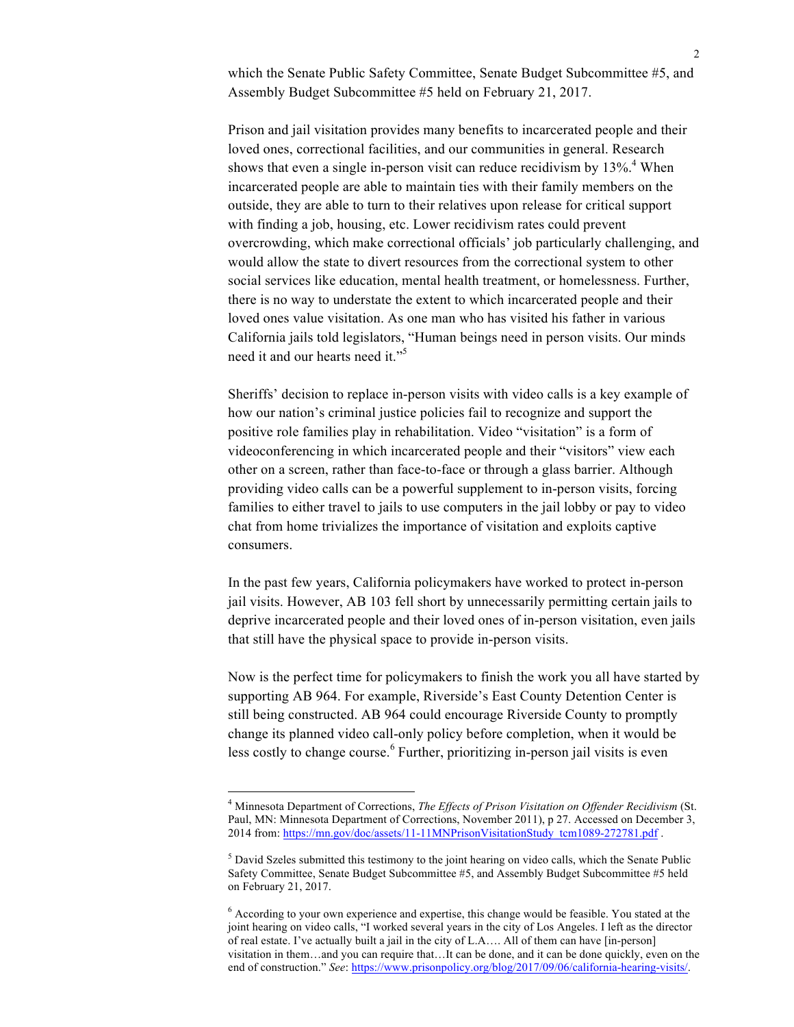which the Senate Public Safety Committee, Senate Budget Subcommittee #5, and Assembly Budget Subcommittee #5 held on February 21, 2017.

Prison and jail visitation provides many benefits to incarcerated people and their loved ones, correctional facilities, and our communities in general. Research shows that even a single in-person visit can reduce recidivism by 13%.[4] When incarcerated people are able to maintain ties with their family members on the outside, they are able to turn to their relatives upon release for critical support with finding a job, housing, etc. Lower recidivism rates could prevent overcrowding, which make correctional officials' job particularly challenging, and would allow the state to divert resources from the correctional system to other social services like education, mental health treatment, or homelessness. Further, there is no way to understate the extent to which incarcerated people and their loved ones value visitation. As one man who has visited his father in various California jails told legislators, "Human beings need in person visits. Our minds need it and our hearts need it."[5]

Sheriffs' decision to replace in-person visits with video calls is a key example of how our nation's criminal justice policies fail to recognize and support the positive role families play in rehabilitation. Video "visitation" is a form of videoconferencing in which incarcerated people and their "visitors" view each other on a screen, rather than face-to-face or through a glass barrier. Although providing video calls can be a powerful supplement to in-person visits, forcing families to either travel to jails to use computers in the jail lobby or pay to video chat from home trivializes the importance of visitation and exploits captive consumers.

In the past few years, California policymakers have worked to protect in-person jail visits. However, AB 103 fell short by unnecessarily permitting certain jails to deprive incarcerated people and their loved ones of in-person visitation, even jails that still have the physical space to provide in-person visits.

Now is the perfect time for policymakers to finish the work you all have started by supporting AB 964. For example, Riverside's East County Detention Center is still being constructed. AB 964 could encourage Riverside County to promptly change its planned video call-only policy before completion, when it would be less costly to change course.[6] Further, prioritizing in-person jail visits is even

---

[4] Minnesota Department of Corrections, *The Effects of Prison Visitation on Offender Recidivism* (St. Paul, MN: Minnesota Department of Corrections, November 2011), p 27. Accessed on December 3, 2014 from: https://mn.gov/doc/assets/11-11MNPrisonVisitationStudy_tcm1089-272781.pdf .

[5] David Szeles submitted this testimony to the joint hearing on video calls, which the Senate Public Safety Committee, Senate Budget Subcommittee #5, and Assembly Budget Subcommittee #5 held on February 21, 2017.

[6] According to your own experience and expertise, this change would be feasible. You stated at the joint hearing on video calls, "I worked several years in the city of Los Angeles. I left as the director of real estate. I've actually built a jail in the city of L.A.… All of them can have [in-person] visitation in them…and you can require that…It can be done, and it can be done quickly, even on the end of construction." *See*: https://www.prisonpolicy.org/blog/2017/09/06/california-hearing-visits/.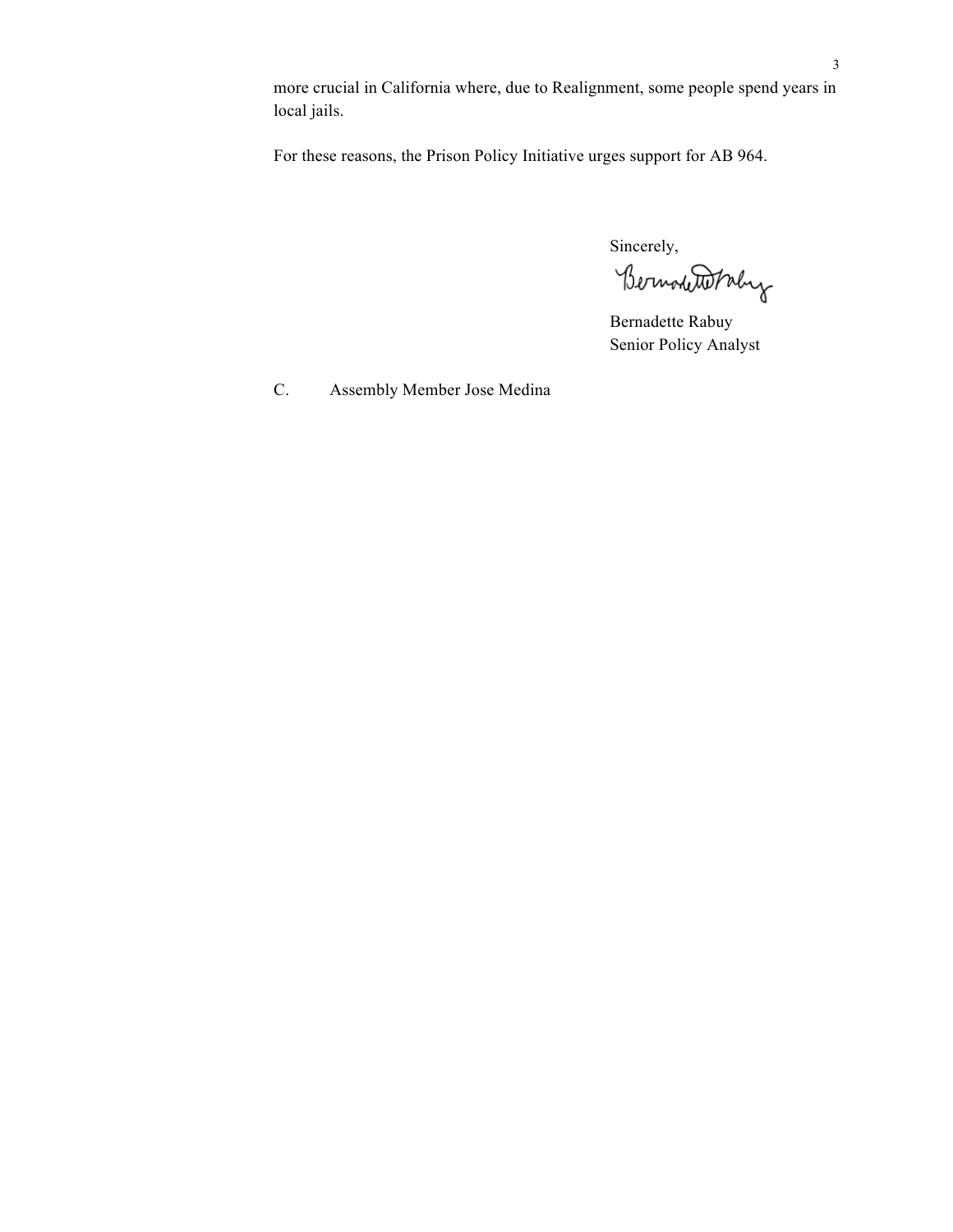more crucial in California where, due to Realignment, some people spend years in local jails.

For these reasons, the Prison Policy Initiative urges support for AB 964.

Sincerely,

Bernadette Rabuy
Senior Policy Analyst

C. Assembly Member Jose Medina